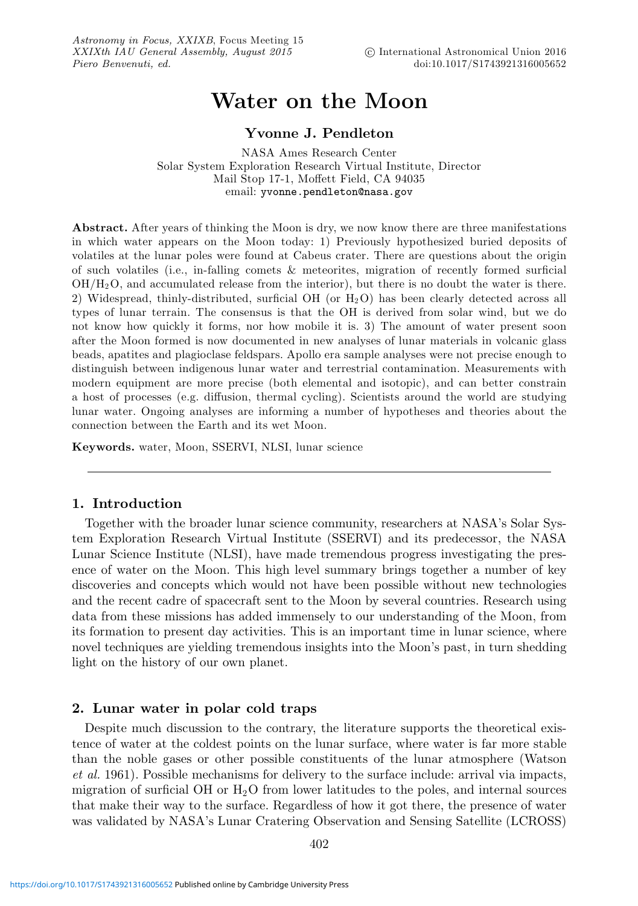# Water on the Moon

**Yvonne J. Pendleton**

NASA Ames Research Center
Solar System Exploration Research Virtual Institute, Director
Mail Stop 17-1, Moffett Field, CA 94035
email: yvonne.pendleton@nasa.gov

**Abstract.** After years of thinking the Moon is dry, we now know there are three manifestations in which water appears on the Moon today: 1) Previously hypothesized buried deposits of volatiles at the lunar poles were found at Cabeus crater. There are questions about the origin of such volatiles (i.e., in-falling comets & meteorites, migration of recently formed surficial $OH/H_2O$, and accumulated release from the interior), but there is no doubt the water is there. 2) Widespread, thinly-distributed, surficial OH (or $H_2O$) has been clearly detected across all types of lunar terrain. The consensus is that the OH is derived from solar wind, but we do not know how quickly it forms, nor how mobile it is. 3) The amount of water present soon after the Moon formed is now documented in new analyses of lunar materials in volcanic glass beads, apatites and plagioclase feldspars. Apollo era sample analyses were not precise enough to distinguish between indigenous lunar water and terrestrial contamination. Measurements with modern equipment are more precise (both elemental and isotopic), and can better constrain a host of processes (e.g. diffusion, thermal cycling). Scientists around the world are studying lunar water. Ongoing analyses are informing a number of hypotheses and theories about the connection between the Earth and its wet Moon.

**Keywords.** water, Moon, SSERVI, NLSI, lunar science

## 1. Introduction

Together with the broader lunar science community, researchers at NASA's Solar System Exploration Research Virtual Institute (SSERVI) and its predecessor, the NASA Lunar Science Institute (NLSI), have made tremendous progress investigating the presence of water on the Moon. This high level summary brings together a number of key discoveries and concepts which would not have been possible without new technologies and the recent cadre of spacecraft sent to the Moon by several countries. Research using data from these missions has added immensely to our understanding of the Moon, from its formation to present day activities. This is an important time in lunar science, where novel techniques are yielding tremendous insights into the Moon's past, in turn shedding light on the history of our own planet.

## 2. Lunar water in polar cold traps

Despite much discussion to the contrary, the literature supports the theoretical existence of water at the coldest points on the lunar surface, where water is far more stable than the noble gases or other possible constituents of the lunar atmosphere (Watson *et al.* 1961). Possible mechanisms for delivery to the surface include: arrival via impacts, migration of surficial OH or $H_2O$ from lower latitudes to the poles, and internal sources that make their way to the surface. Regardless of how it got there, the presence of water was validated by NASA's Lunar Cratering Observation and Sensing Satellite (LCROSS)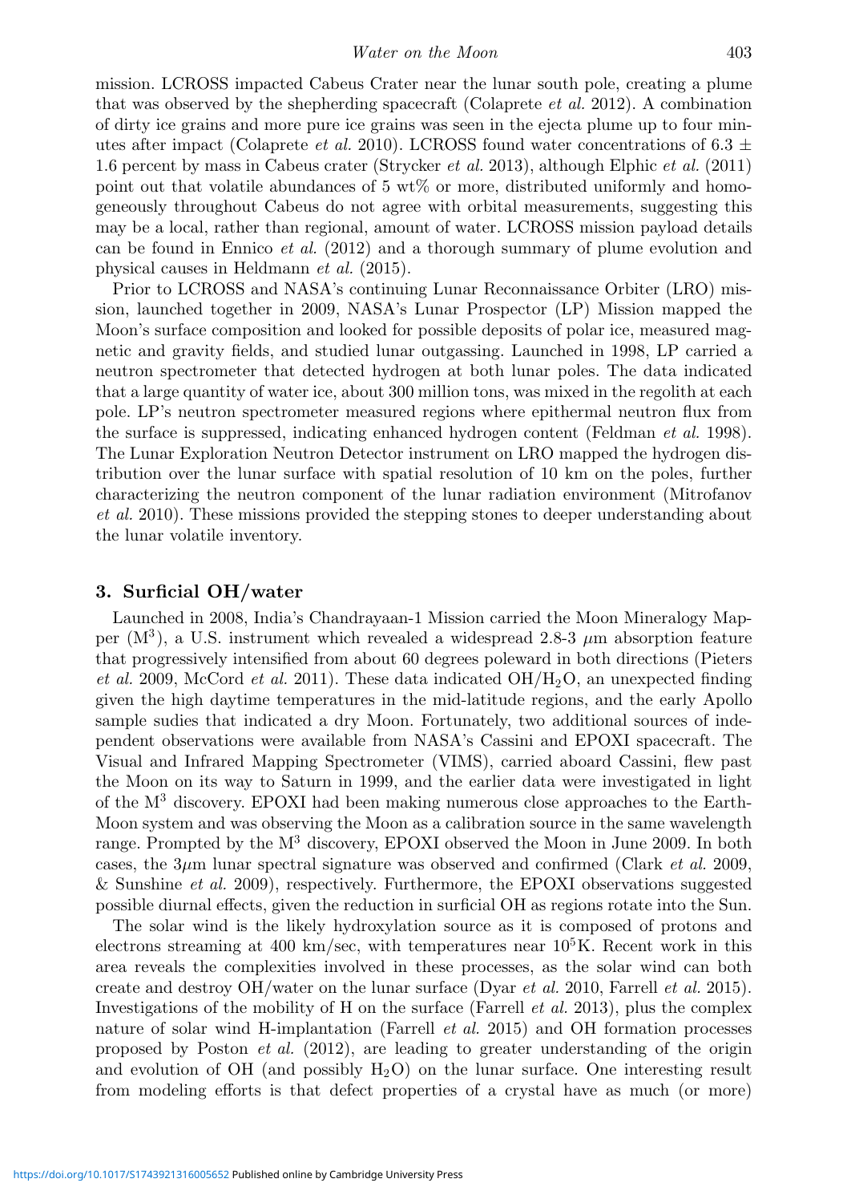mission. LCROSS impacted Cabeus Crater near the lunar south pole, creating a plume that was observed by the shepherding spacecraft (Colaprete *et al.* 2012). A combination of dirty ice grains and more pure ice grains was seen in the ejecta plume up to four minutes after impact (Colaprete *et al.* 2010). LCROSS found water concentrations of $6.3 \pm 1.6$ percent by mass in Cabeus crater (Strycker *et al.* 2013), although Elphic *et al.* (2011) point out that volatile abundances of 5 wt% or more, distributed uniformly and homogeneously throughout Cabeus do not agree with orbital measurements, suggesting this may be a local, rather than regional, amount of water. LCROSS mission payload details can be found in Ennico *et al.* (2012) and a thorough summary of plume evolution and physical causes in Heldmann *et al.* (2015).

Prior to LCROSS and NASA's continuing Lunar Reconnaissance Orbiter (LRO) mission, launched together in 2009, NASA's Lunar Prospector (LP) Mission mapped the Moon's surface composition and looked for possible deposits of polar ice, measured magnetic and gravity fields, and studied lunar outgassing. Launched in 1998, LP carried a neutron spectrometer that detected hydrogen at both lunar poles. The data indicated that a large quantity of water ice, about 300 million tons, was mixed in the regolith at each pole. LP's neutron spectrometer measured regions where epithermal neutron flux from the surface is suppressed, indicating enhanced hydrogen content (Feldman *et al.* 1998). The Lunar Exploration Neutron Detector instrument on LRO mapped the hydrogen distribution over the lunar surface with spatial resolution of 10 km on the poles, further characterizing the neutron component of the lunar radiation environment (Mitrofanov *et al.* 2010). These missions provided the stepping stones to deeper understanding about the lunar volatile inventory.

## 3. Surficial OH/water

Launched in 2008, India's Chandrayaan-1 Mission carried the Moon Mineralogy Mapper ($M^3$), a U.S. instrument which revealed a widespread 2.8-3 $\mu$m absorption feature that progressively intensified from about 60 degrees poleward in both directions (Pieters *et al.* 2009, McCord *et al.* 2011). These data indicated $OH/H_2O$, an unexpected finding given the high daytime temperatures in the mid-latitude regions, and the early Apollo sample sudies that indicated a dry Moon. Fortunately, two additional sources of independent observations were available from NASA's Cassini and EPOXI spacecraft. The Visual and Infrared Mapping Spectrometer (VIMS), carried aboard Cassini, flew past the Moon on its way to Saturn in 1999, and the earlier data were investigated in light of the $M^3$ discovery. EPOXI had been making numerous close approaches to the Earth-Moon system and was observing the Moon as a calibration source in the same wavelength range. Prompted by the $M^3$ discovery, EPOXI observed the Moon in June 2009. In both cases, the 3$\mu$m lunar spectral signature was observed and confirmed (Clark *et al.* 2009, & Sunshine *et al.* 2009), respectively. Furthermore, the EPOXI observations suggested possible diurnal effects, given the reduction in surficial OH as regions rotate into the Sun.

The solar wind is the likely hydroxylation source as it is composed of protons and electrons streaming at 400 km/sec, with temperatures near $10^5$K. Recent work in this area reveals the complexities involved in these processes, as the solar wind can both create and destroy OH/water on the lunar surface (Dyar *et al.* 2010, Farrell *et al.* 2015). Investigations of the mobility of H on the surface (Farrell *et al.* 2013), plus the complex nature of solar wind H-implantation (Farrell *et al.* 2015) and OH formation processes proposed by Poston *et al.* (2012), are leading to greater understanding of the origin and evolution of OH (and possibly $H_2O$) on the lunar surface. One interesting result from modeling efforts is that defect properties of a crystal have as much (or more)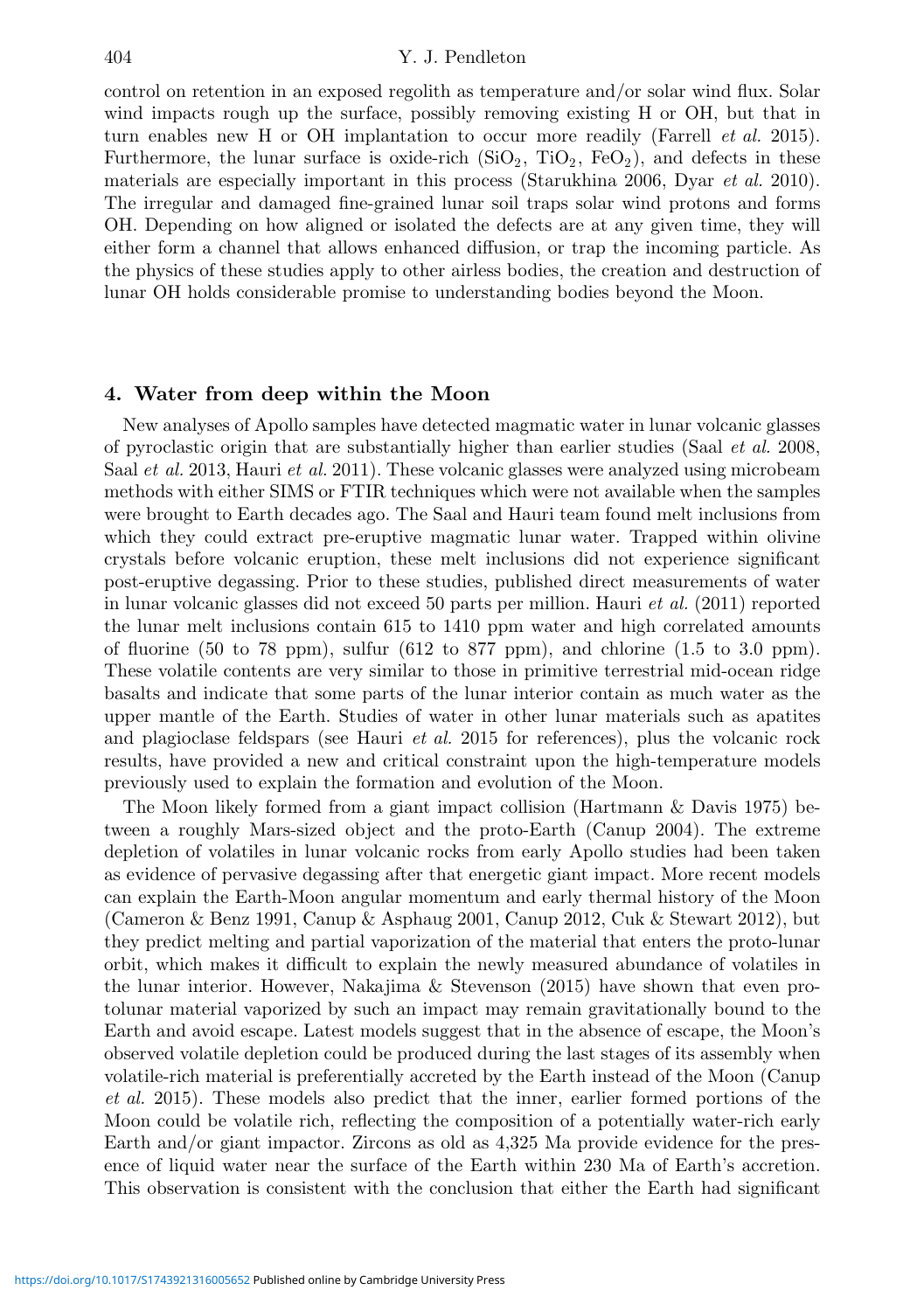control on retention in an exposed regolith as temperature and/or solar wind flux. Solar wind impacts rough up the surface, possibly removing existing H or OH, but that in turn enables new H or OH implantation to occur more readily (Farrell *et al.* 2015). Furthermore, the lunar surface is oxide-rich ($SiO_2$, $TiO_2$, $FeO_2$), and defects in these materials are especially important in this process (Starukhina 2006, Dyar *et al.* 2010). The irregular and damaged fine-grained lunar soil traps solar wind protons and forms OH. Depending on how aligned or isolated the defects are at any given time, they will either form a channel that allows enhanced diffusion, or trap the incoming particle. As the physics of these studies apply to other airless bodies, the creation and destruction of lunar OH holds considerable promise to understanding bodies beyond the Moon.

## 4. Water from deep within the Moon

New analyses of Apollo samples have detected magmatic water in lunar volcanic glasses of pyroclastic origin that are substantially higher than earlier studies (Saal *et al.* 2008, Saal *et al.* 2013, Hauri *et al.* 2011). These volcanic glasses were analyzed using microbeam methods with either SIMS or FTIR techniques which were not available when the samples were brought to Earth decades ago. The Saal and Hauri team found melt inclusions from which they could extract pre-eruptive magmatic lunar water. Trapped within olivine crystals before volcanic eruption, these melt inclusions did not experience significant post-eruptive degassing. Prior to these studies, published direct measurements of water in lunar volcanic glasses did not exceed 50 parts per million. Hauri *et al.* (2011) reported the lunar melt inclusions contain 615 to 1410 ppm water and high correlated amounts of fluorine (50 to 78 ppm), sulfur (612 to 877 ppm), and chlorine (1.5 to 3.0 ppm). These volatile contents are very similar to those in primitive terrestrial mid-ocean ridge basalts and indicate that some parts of the lunar interior contain as much water as the upper mantle of the Earth. Studies of water in other lunar materials such as apatites and plagioclase feldspars (see Hauri *et al.* 2015 for references), plus the volcanic rock results, have provided a new and critical constraint upon the high-temperature models previously used to explain the formation and evolution of the Moon.

The Moon likely formed from a giant impact collision (Hartmann & Davis 1975) between a roughly Mars-sized object and the proto-Earth (Canup 2004). The extreme depletion of volatiles in lunar volcanic rocks from early Apollo studies had been taken as evidence of pervasive degassing after that energetic giant impact. More recent models can explain the Earth-Moon angular momentum and early thermal history of the Moon (Cameron & Benz 1991, Canup & Asphaug 2001, Canup 2012, Cuk & Stewart 2012), but they predict melting and partial vaporization of the material that enters the proto-lunar orbit, which makes it difficult to explain the newly measured abundance of volatiles in the lunar interior. However, Nakajima & Stevenson (2015) have shown that even protolunar material vaporized by such an impact may remain gravitationally bound to the Earth and avoid escape. Latest models suggest that in the absence of escape, the Moon's observed volatile depletion could be produced during the last stages of its assembly when volatile-rich material is preferentially accreted by the Earth instead of the Moon (Canup *et al.* 2015). These models also predict that the inner, earlier formed portions of the Moon could be volatile rich, reflecting the composition of a potentially water-rich early Earth and/or giant impactor. Zircons as old as 4,325 Ma provide evidence for the presence of liquid water near the surface of the Earth within 230 Ma of Earth's accretion. This observation is consistent with the conclusion that either the Earth had significant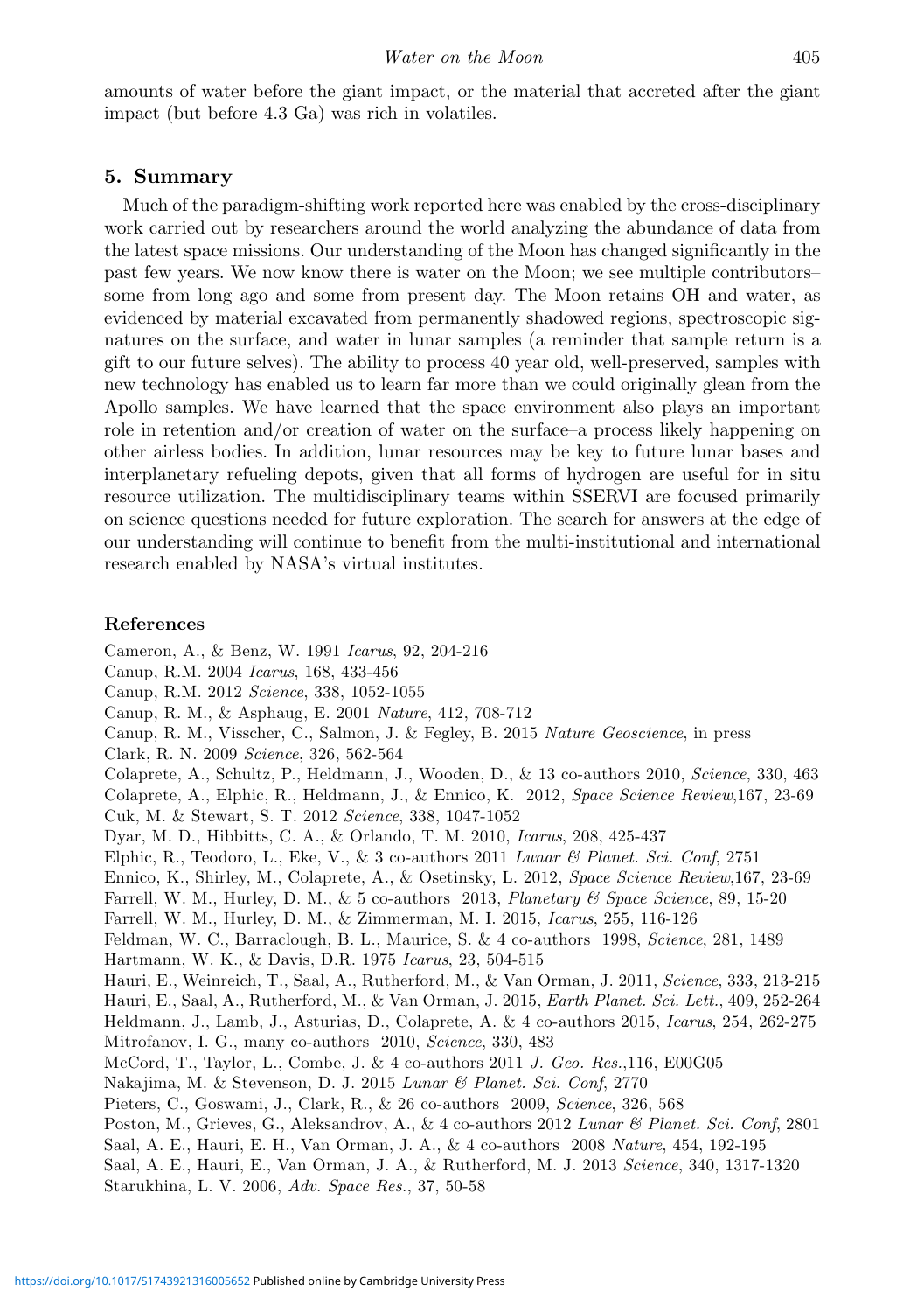amounts of water before the giant impact, or the material that accreted after the giant impact (but before 4.3 Ga) was rich in volatiles.

## 5. Summary

Much of the paradigm-shifting work reported here was enabled by the cross-disciplinary work carried out by researchers around the world analyzing the abundance of data from the latest space missions. Our understanding of the Moon has changed significantly in the past few years. We now know there is water on the Moon; we see multiple contributors– some from long ago and some from present day. The Moon retains OH and water, as evidenced by material excavated from permanently shadowed regions, spectroscopic signatures on the surface, and water in lunar samples (a reminder that sample return is a gift to our future selves). The ability to process 40 year old, well-preserved, samples with new technology has enabled us to learn far more than we could originally glean from the Apollo samples. We have learned that the space environment also plays an important role in retention and/or creation of water on the surface–a process likely happening on other airless bodies. In addition, lunar resources may be key to future lunar bases and interplanetary refueling depots, given that all forms of hydrogen are useful for in situ resource utilization. The multidisciplinary teams within SSERVI are focused primarily on science questions needed for future exploration. The search for answers at the edge of our understanding will continue to benefit from the multi-institutional and international research enabled by NASA's virtual institutes.

## References

Cameron, A., & Benz, W. 1991 *Icarus*, 92, 204-216

Canup, R.M. 2004 *Icarus*, 168, 433-456

Canup, R.M. 2012 *Science*, 338, 1052-1055

Canup, R. M., & Asphaug, E. 2001 *Nature*, 412, 708-712

Canup, R. M., Visscher, C., Salmon, J. & Fegley, B. 2015 *Nature Geoscience*, in press

Clark, R. N. 2009 *Science*, 326, 562-564

Colaprete, A., Schultz, P., Heldmann, J., Wooden, D., & 13 co-authors 2010, *Science*, 330, 463

Colaprete, A., Elphic, R., Heldmann, J., & Ennico, K. 2012, *Space Science Review*,167, 23-69

Cuk, M. & Stewart, S. T. 2012 *Science*, 338, 1047-1052

Dyar, M. D., Hibbitts, C. A., & Orlando, T. M. 2010, *Icarus*, 208, 425-437

Elphic, R., Teodoro, L., Eke, V., & 3 co-authors 2011 *Lunar & Planet. Sci. Conf*, 2751

Ennico, K., Shirley, M., Colaprete, A., & Osetinsky, L. 2012, *Space Science Review*,167, 23-69

Farrell, W. M., Hurley, D. M., & 5 co-authors 2013, *Planetary & Space Science*, 89, 15-20

Farrell, W. M., Hurley, D. M., & Zimmerman, M. I. 2015, *Icarus*, 255, 116-126

Feldman, W. C., Barraclough, B. L., Maurice, S. & 4 co-authors 1998, *Science*, 281, 1489

Hartmann, W. K., & Davis, D.R. 1975 *Icarus*, 23, 504-515

Hauri, E., Weinreich, T., Saal, A., Rutherford, M., & Van Orman, J. 2011, *Science*, 333, 213-215

Hauri, E., Saal, A., Rutherford, M., & Van Orman, J. 2015, *Earth Planet. Sci. Lett.*, 409, 252-264

Heldmann, J., Lamb, J., Asturias, D., Colaprete, A. & 4 co-authors 2015, *Icarus*, 254, 262-275

Mitrofanov, I. G., many co-authors 2010, *Science*, 330, 483

McCord, T., Taylor, L., Combe, J. & 4 co-authors 2011 *J. Geo. Res.*,116, E00G05

Nakajima, M. & Stevenson, D. J. 2015 *Lunar & Planet. Sci. Conf*, 2770

Pieters, C., Goswami, J., Clark, R., & 26 co-authors 2009, *Science*, 326, 568

Poston, M., Grieves, G., Aleksandrov, A., & 4 co-authors 2012 *Lunar & Planet. Sci. Conf*, 2801

Saal, A. E., Hauri, E. H., Van Orman, J. A., & 4 co-authors 2008 *Nature*, 454, 192-195

Saal, A. E., Hauri, E., Van Orman, J. A., & Rutherford, M. J. 2013 *Science*, 340, 1317-1320

Starukhina, L. V. 2006, *Adv. Space Res.*, 37, 50-58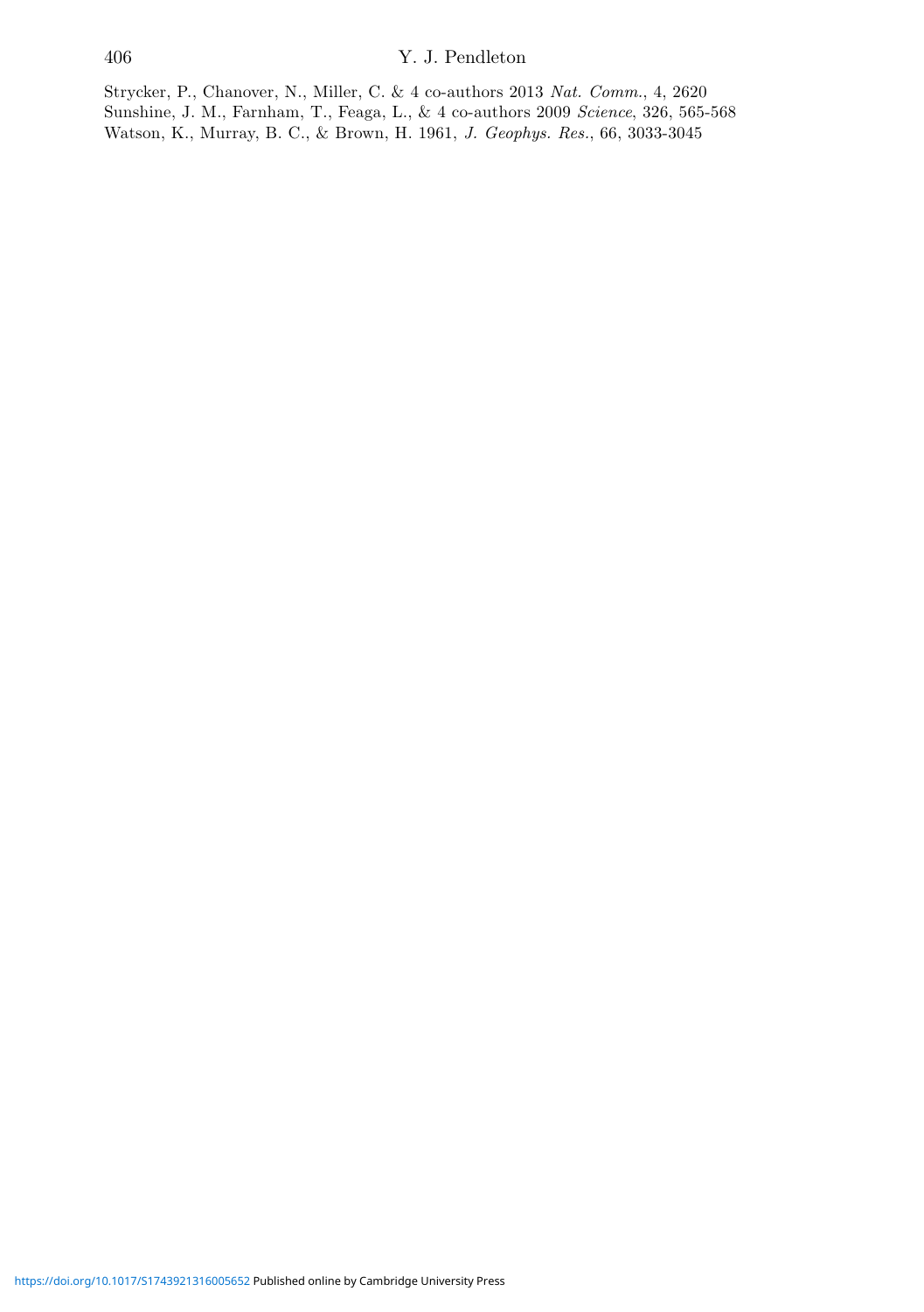Strycker, P., Chanover, N., Miller, C. & 4 co-authors 2013 *Nat. Comm.*, 4, 2620
Sunshine, J. M., Farnham, T., Feaga, L., & 4 co-authors 2009 *Science*, 326, 565-568
Watson, K., Murray, B. C., & Brown, H. 1961, *J. Geophys. Res.*, 66, 3033-3045